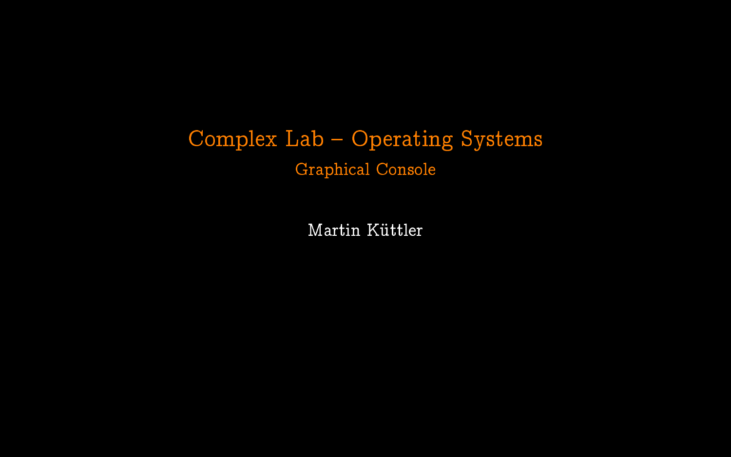# Complex Lab – Operating Systems

## Graphical Console

Martin Küttler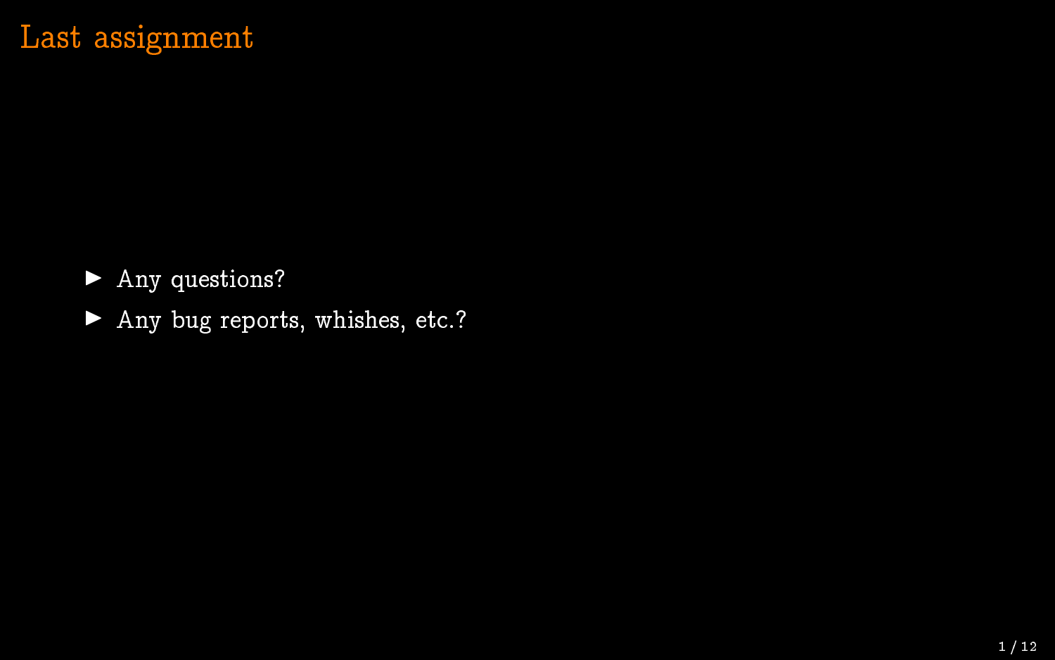# Last assignment

- Any questions?
- Any bug reports, whishes, etc.?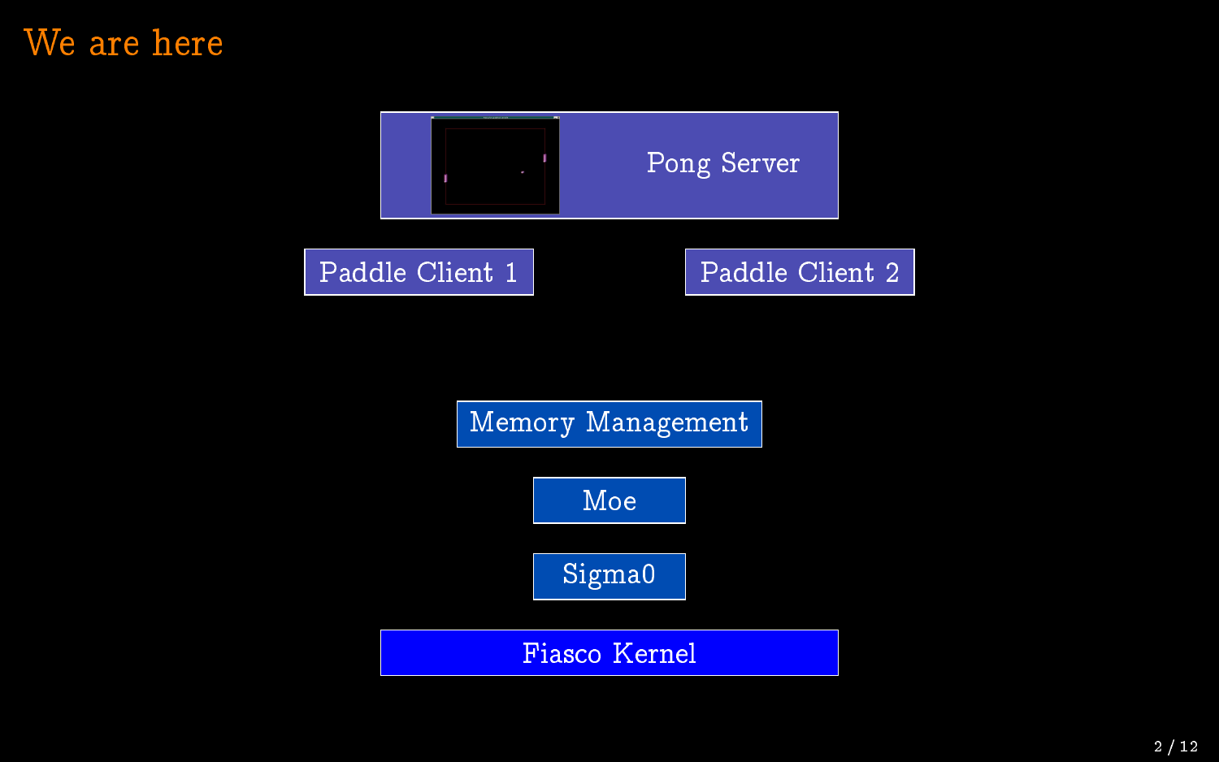# We are here

Pong Server

Paddle Client 1

Paddle Client 2

Memory Management

Moe

Sigma0

Fiasco Kernel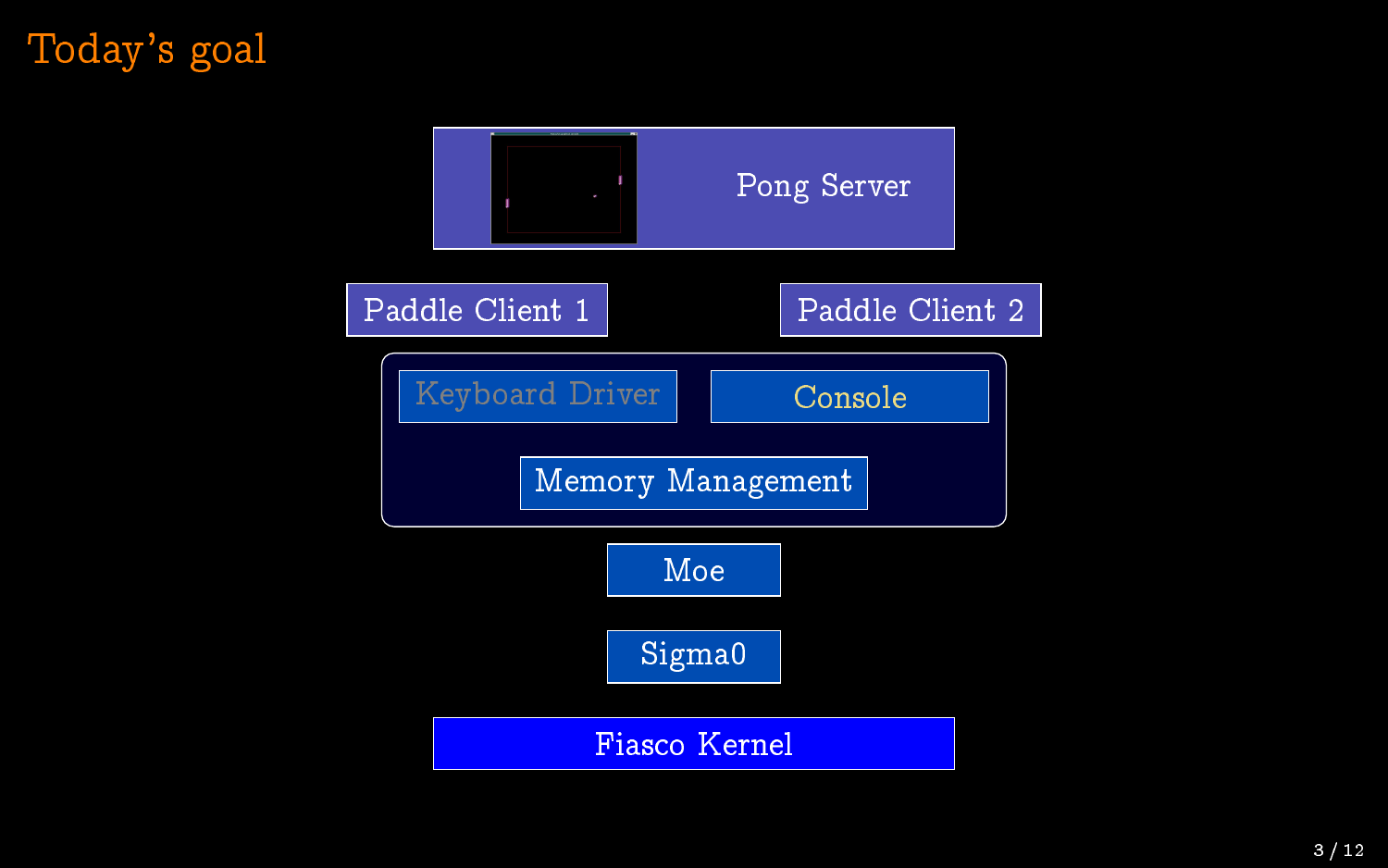# Today's goal

Pong Server

Paddle Client 1

Paddle Client 2

Keyboard Driver

Console

Memory Management

Moe

Sigma0

Fiasco Kernel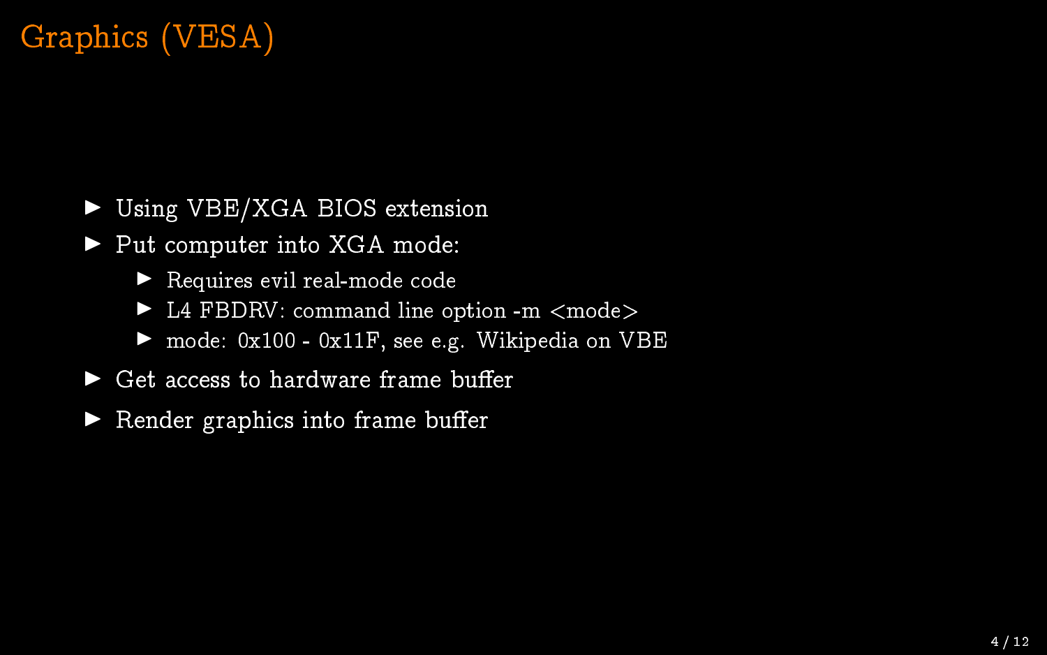# Graphics (VESA)

- Using VBE/XGA BIOS extension
- Put computer into XGA mode:
  - Requires evil real-mode code
  - L4 FBDRV: command line option -m <mode>
  - mode: 0x100 - 0x11F, see e.g. Wikipedia on VBE
- Get access to hardware frame buffer
- Render graphics into frame buffer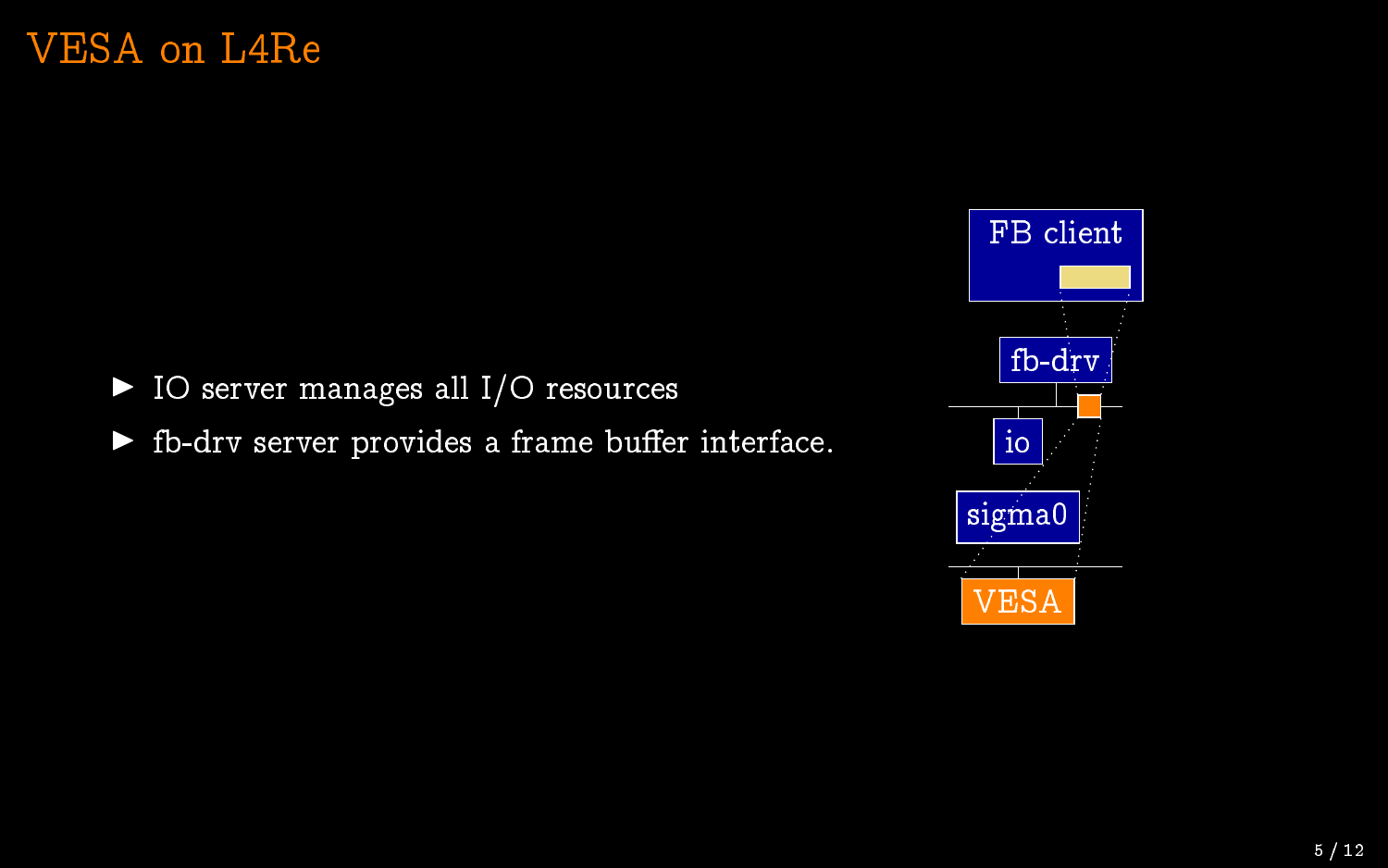# VESA on L4Re

- IO server manages all I/O resources
- fb-drv server provides a frame buffer interface.

FB client

fb-drv

io

sigma0

VESA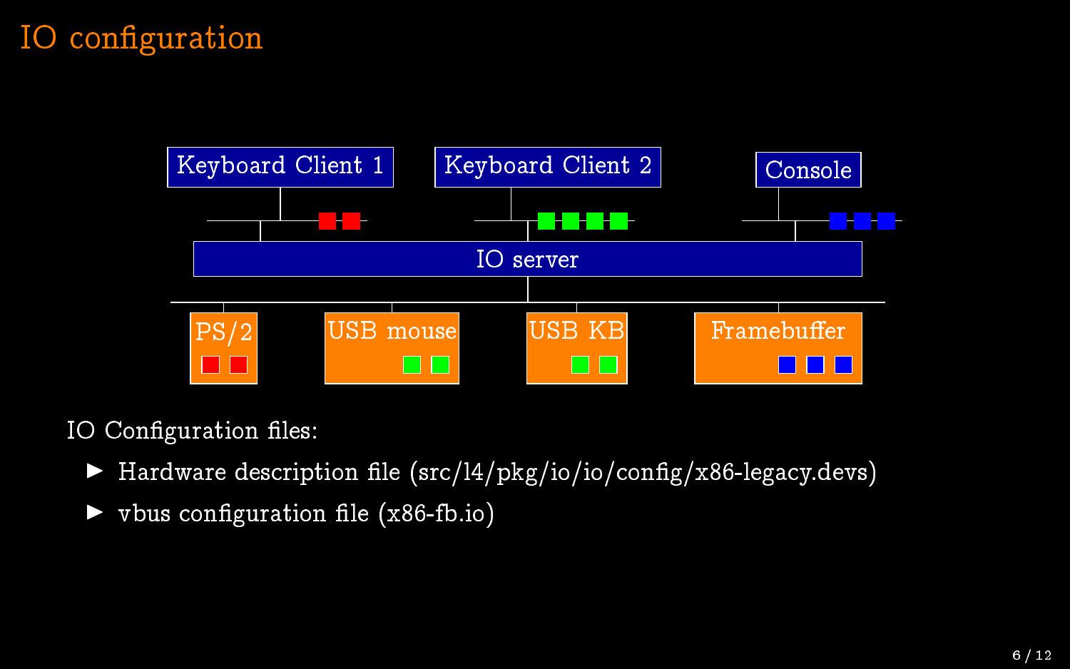# IO configuration

Keyboard Client 1 | Keyboard Client 2 | Console

IO server

PS/2 | USB mouse | USB KB | Framebuffer

IO Configuration files:

- Hardware description file (src/l4/pkg/io/io/config/x86-legacy.devs)
- vbus configuration file (x86-fb.io)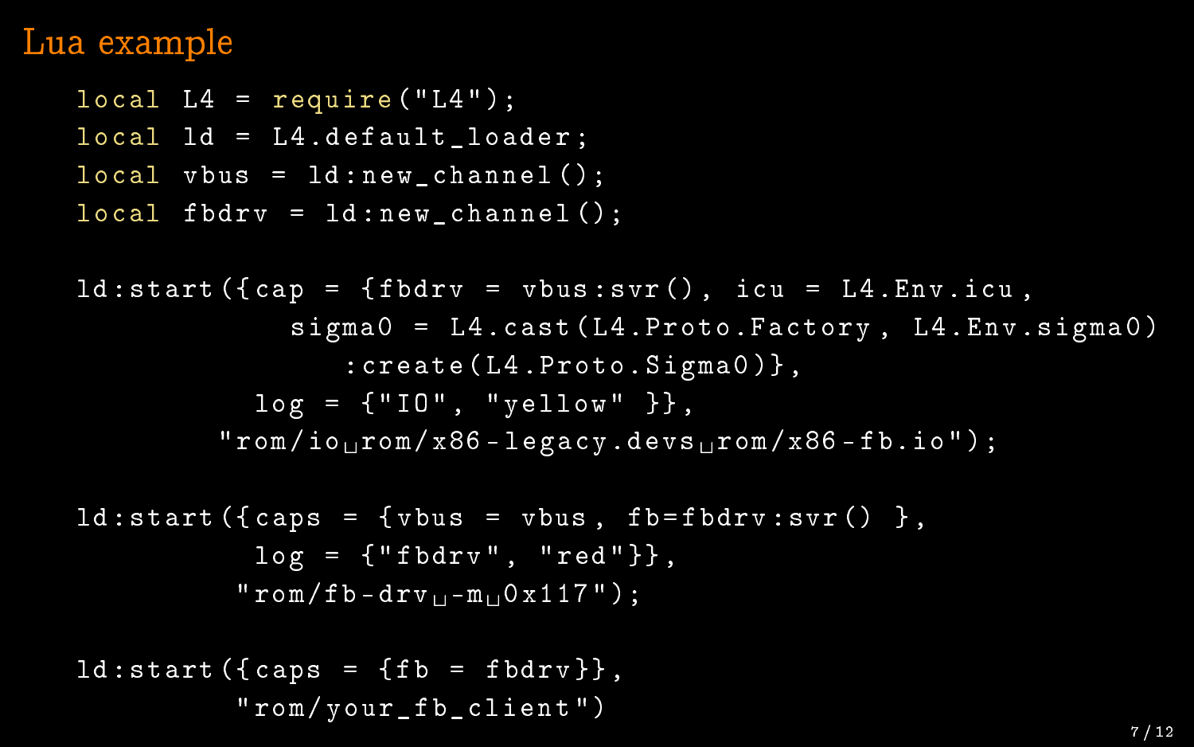# Lua example

```lua
local L4 = require("L4");
local ld = L4.default_loader;
local vbus = ld:new_channel();
local fbdrv = ld:new_channel();

ld:start({cap = {fbdrv = vbus:svr(), icu = L4.Env.icu,
            sigma0 = L4.cast(L4.Proto.Factory, L4.Env.sigma0)
               :create(L4.Proto.Sigma0)},
          log = {"IO", "yellow" }},
        "rom/io rom/x86-legacy.devs rom/x86-fb.io");

ld:start({caps = {vbus = vbus, fb=fbdrv:svr() },
          log = {"fbdrv", "red"}},
         "rom/fb-drv -m 0x117");

ld:start({caps = {fb = fbdrv}},
         "rom/your_fb_client")
```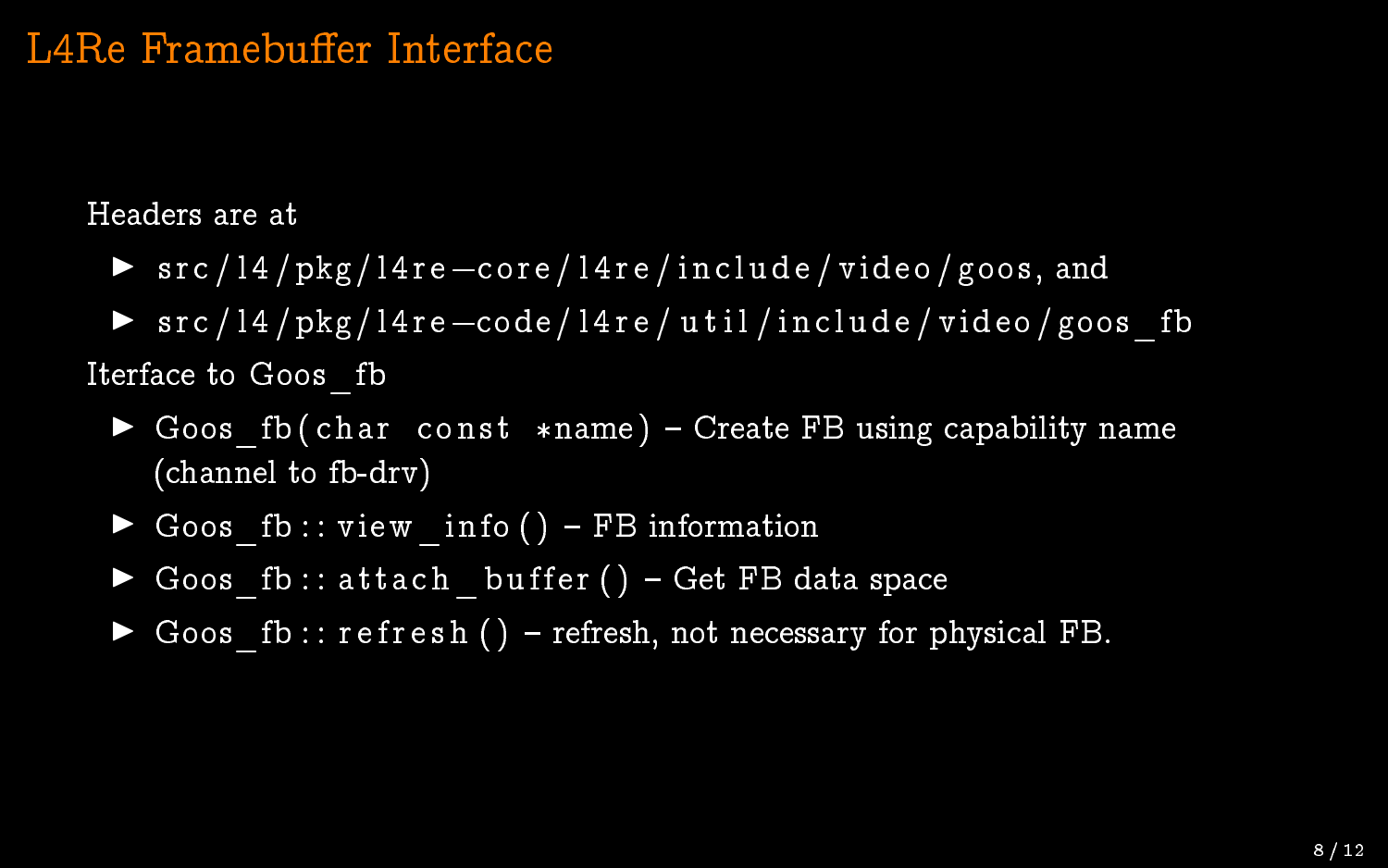# L4Re Framebuffer Interface

Headers are at

- `src/l4/pkg/l4re-core/l4re/include/video/goos`, and
- `src/l4/pkg/l4re-code/l4re/util/include/video/goos_fb`

Iterface to Goos_fb

- `Goos_fb(char const *name)` – Create FB using capability name (channel to fb-drv)
- `Goos_fb::view_info()` – FB information
- `Goos_fb::attach_buffer()` – Get FB data space
- `Goos_fb::refresh()` – refresh, not necessary for physical FB.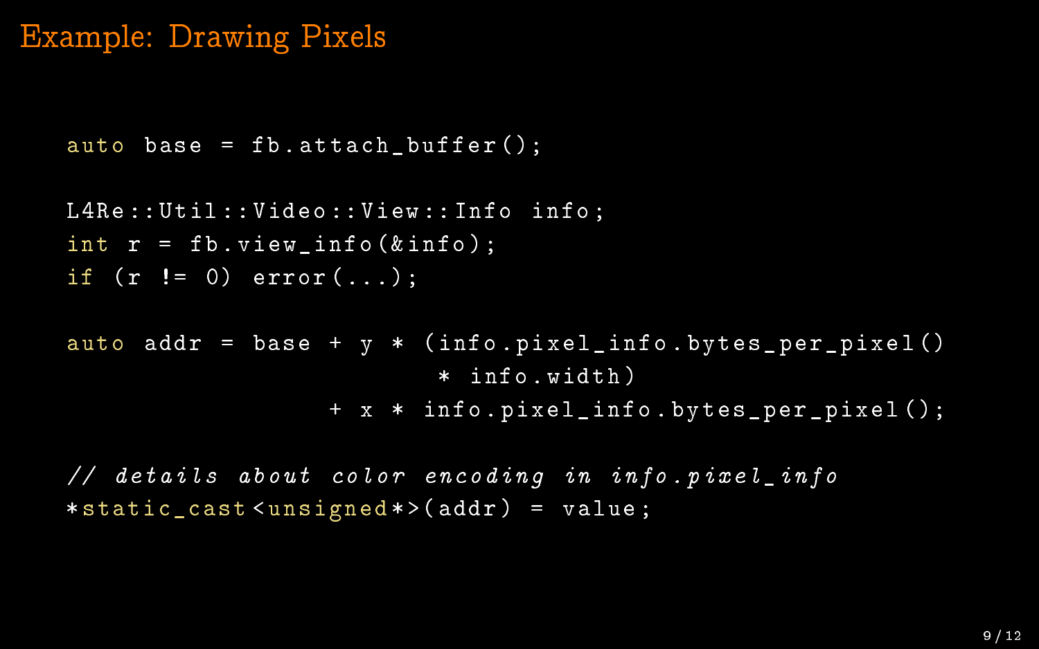# Example: Drawing Pixels

```
auto base = fb.attach_buffer();

L4Re::Util::Video::View::Info info;
int r = fb.view_info(&info);
if (r != 0) error(...);

auto addr = base + y * (info.pixel_info.bytes_per_pixel()
                        * info.width)
                 + x * info.pixel_info.bytes_per_pixel();

// details about color encoding in info.pixel_info
*static_cast<unsigned*>(addr) = value;
```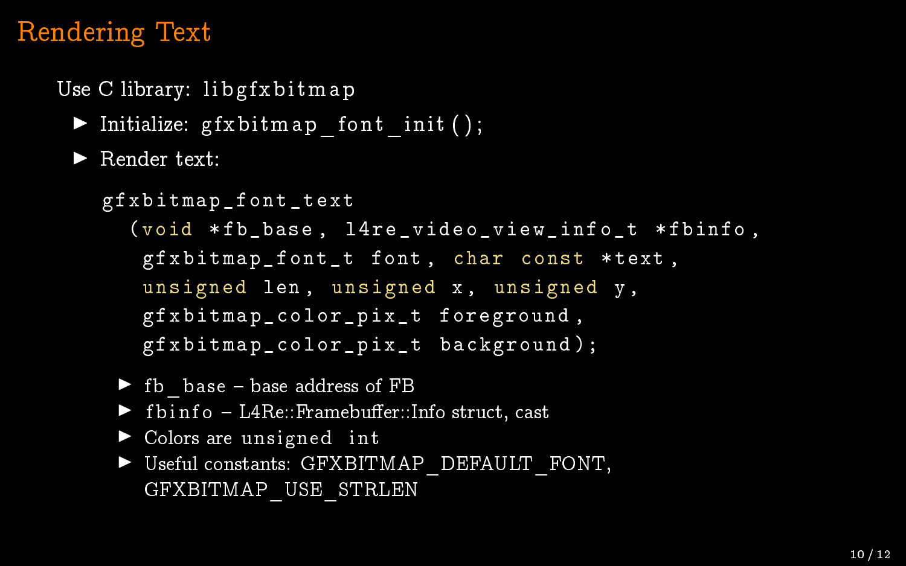# Rendering Text

Use C library: `libgfxbitmap`

- Initialize: `gfxbitmap_font_init();`
- Render text:

```
gfxbitmap_font_text
  (void *fb_base, l4re_video_view_info_t *fbinfo,
   gfxbitmap_font_t font, char const *text,
   unsigned len, unsigned x, unsigned y,
   gfxbitmap_color_pix_t foreground,
   gfxbitmap_color_pix_t background);
```

  - fb_base – base address of FB
  - `fbinfo` – L4Re::Framebuffer::Info struct, cast
  - Colors are `unsigned int`
  - Useful constants: GFXBITMAP_DEFAULT_FONT, GFXBITMAP_USE_STRLEN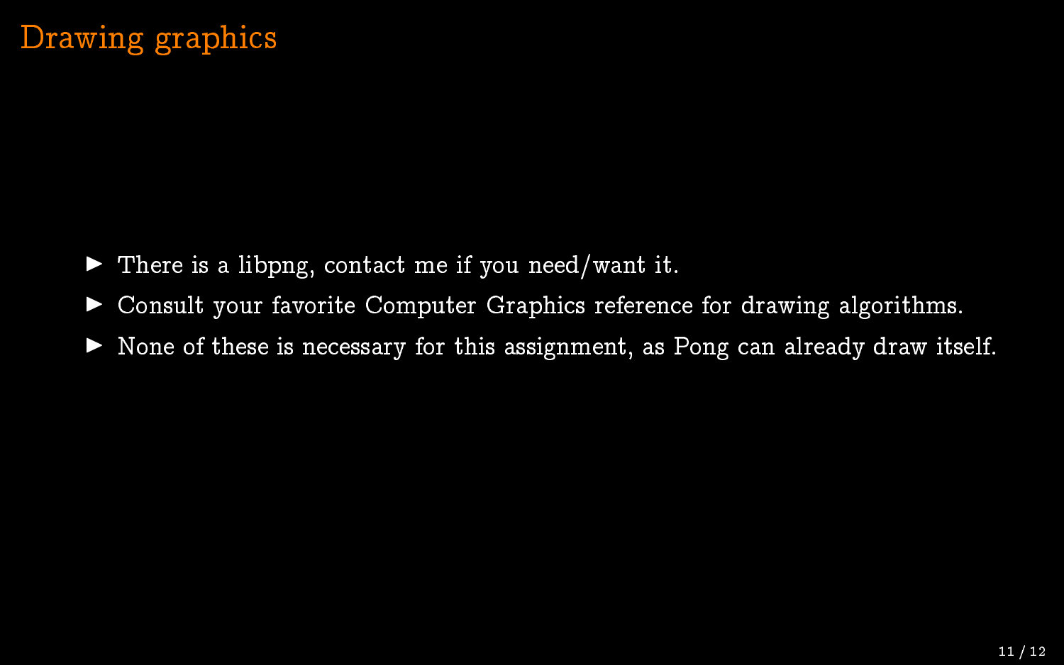# Drawing graphics

- There is a libpng, contact me if you need/want it.
- Consult your favorite Computer Graphics reference for drawing algorithms.
- None of these is necessary for this assignment, as Pong can already draw itself.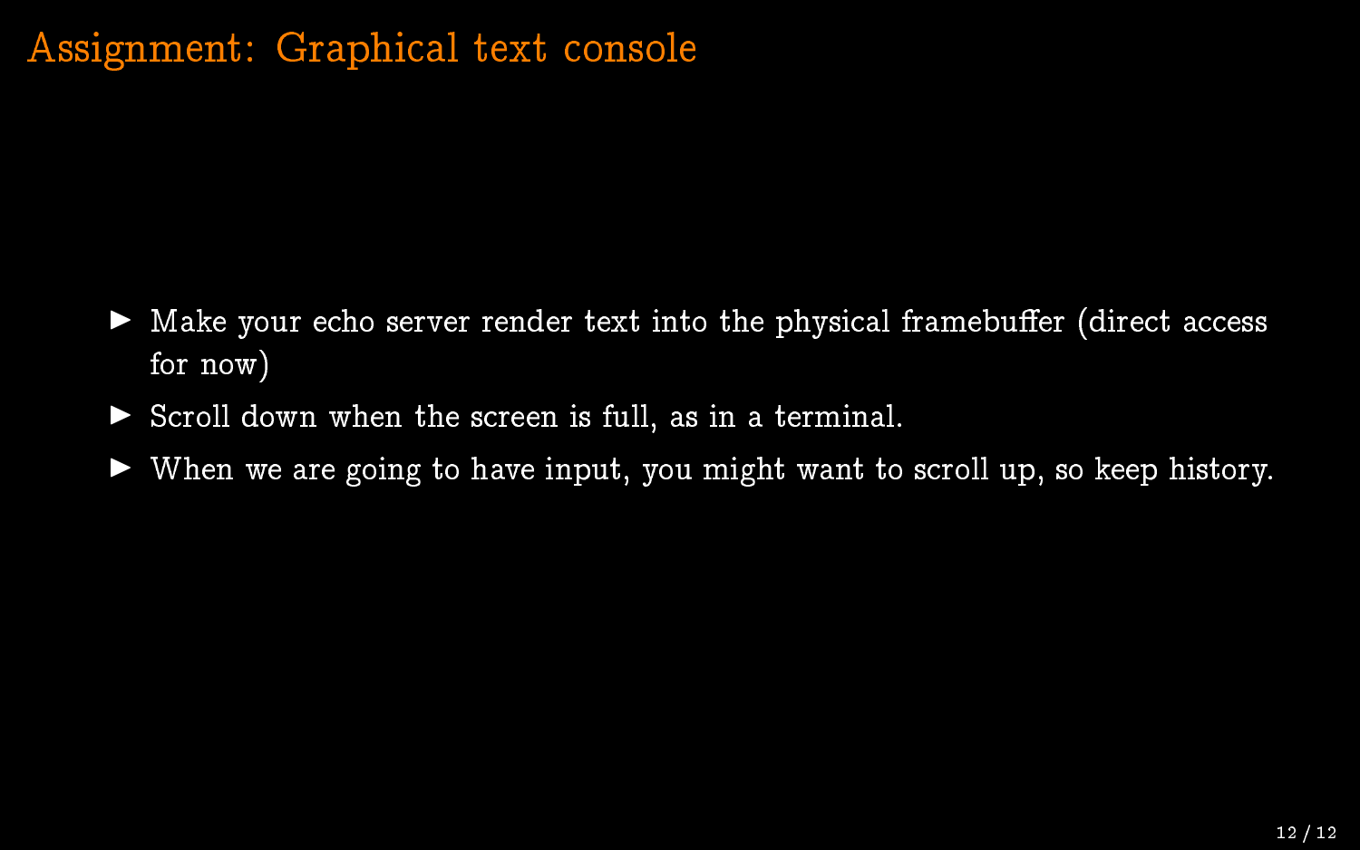# Assignment: Graphical text console

- Make your echo server render text into the physical framebuffer (direct access for now)
- Scroll down when the screen is full, as in a terminal.
- When we are going to have input, you might want to scroll up, so keep history.